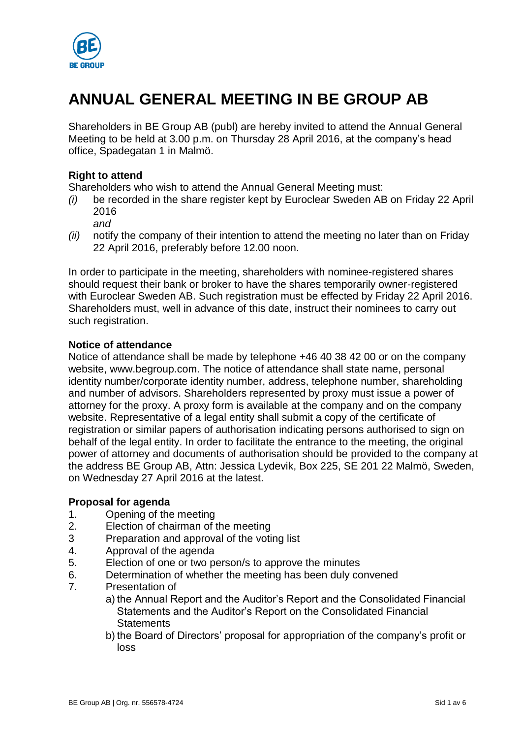# ANNUAL GENERAL MEETING IN BE GROUP AB

Shareholders in BE Group AB (publ) are hereby invited to attend the Annual General Meeting to be held at 3.00 p.m. on Thursday 28 April 2016, at the company's head office, Spadegatan 1 in Malmö.

**Right to attend**

Shareholders who wish to attend the Annual General Meeting must:

*(i)* be recorded in the share register kept by Euroclear Sweden AB on Friday 22 April 2016
*and*

*(ii)* notify the company of their intention to attend the meeting no later than on Friday 22 April 2016, preferably before 12.00 noon.

In order to participate in the meeting, shareholders with nominee-registered shares should request their bank or broker to have the shares temporarily owner-registered with Euroclear Sweden AB. Such registration must be effected by Friday 22 April 2016. Shareholders must, well in advance of this date, instruct their nominees to carry out such registration.

**Notice of attendance**

Notice of attendance shall be made by telephone +46 40 38 42 00 or on the company website, www.begroup.com. The notice of attendance shall state name, personal identity number/corporate identity number, address, telephone number, shareholding and number of advisors. Shareholders represented by proxy must issue a power of attorney for the proxy. A proxy form is available at the company and on the company website. Representative of a legal entity shall submit a copy of the certificate of registration or similar papers of authorisation indicating persons authorised to sign on behalf of the legal entity. In order to facilitate the entrance to the meeting, the original power of attorney and documents of authorisation should be provided to the company at the address BE Group AB, Attn: Jessica Lydevik, Box 225, SE 201 22 Malmö, Sweden, on Wednesday 27 April 2016 at the latest.

**Proposal for agenda**

1. Opening of the meeting
2. Election of chairman of the meeting
3 Preparation and approval of the voting list
4. Approval of the agenda
5. Election of one or two person/s to approve the minutes
6. Determination of whether the meeting has been duly convened
7. Presentation of
   a) the Annual Report and the Auditor's Report and the Consolidated Financial Statements and the Auditor's Report on the Consolidated Financial Statements
   b) the Board of Directors' proposal for appropriation of the company's profit or loss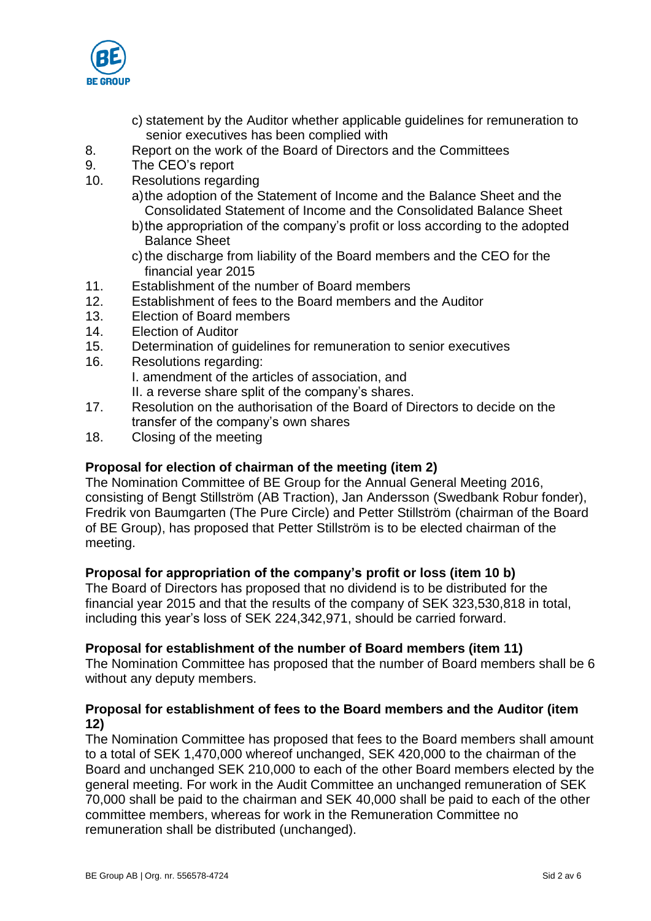c) statement by the Auditor whether applicable guidelines for remuneration to senior executives has been complied with

8. Report on the work of the Board of Directors and the Committees
9. The CEO's report
10. Resolutions regarding
    a) the adoption of the Statement of Income and the Balance Sheet and the Consolidated Statement of Income and the Consolidated Balance Sheet
    b) the appropriation of the company's profit or loss according to the adopted Balance Sheet
    c) the discharge from liability of the Board members and the CEO for the financial year 2015
11. Establishment of the number of Board members
12. Establishment of fees to the Board members and the Auditor
13. Election of Board members
14. Election of Auditor
15. Determination of guidelines for remuneration to senior executives
16. Resolutions regarding:
    I. amendment of the articles of association, and
    II. a reverse share split of the company's shares.
17. Resolution on the authorisation of the Board of Directors to decide on the transfer of the company's own shares
18. Closing of the meeting

**Proposal for election of chairman of the meeting (item 2)**
The Nomination Committee of BE Group for the Annual General Meeting 2016, consisting of Bengt Stillström (AB Traction), Jan Andersson (Swedbank Robur fonder), Fredrik von Baumgarten (The Pure Circle) and Petter Stillström (chairman of the Board of BE Group), has proposed that Petter Stillström is to be elected chairman of the meeting.

**Proposal for appropriation of the company's profit or loss (item 10 b)**
The Board of Directors has proposed that no dividend is to be distributed for the financial year 2015 and that the results of the company of SEK 323,530,818 in total, including this year's loss of SEK 224,342,971, should be carried forward.

**Proposal for establishment of the number of Board members (item 11)**
The Nomination Committee has proposed that the number of Board members shall be 6 without any deputy members.

**Proposal for establishment of fees to the Board members and the Auditor (item 12)**
The Nomination Committee has proposed that fees to the Board members shall amount to a total of SEK 1,470,000 whereof unchanged, SEK 420,000 to the chairman of the Board and unchanged SEK 210,000 to each of the other Board members elected by the general meeting. For work in the Audit Committee an unchanged remuneration of SEK 70,000 shall be paid to the chairman and SEK 40,000 shall be paid to each of the other committee members, whereas for work in the Remuneration Committee no remuneration shall be distributed (unchanged).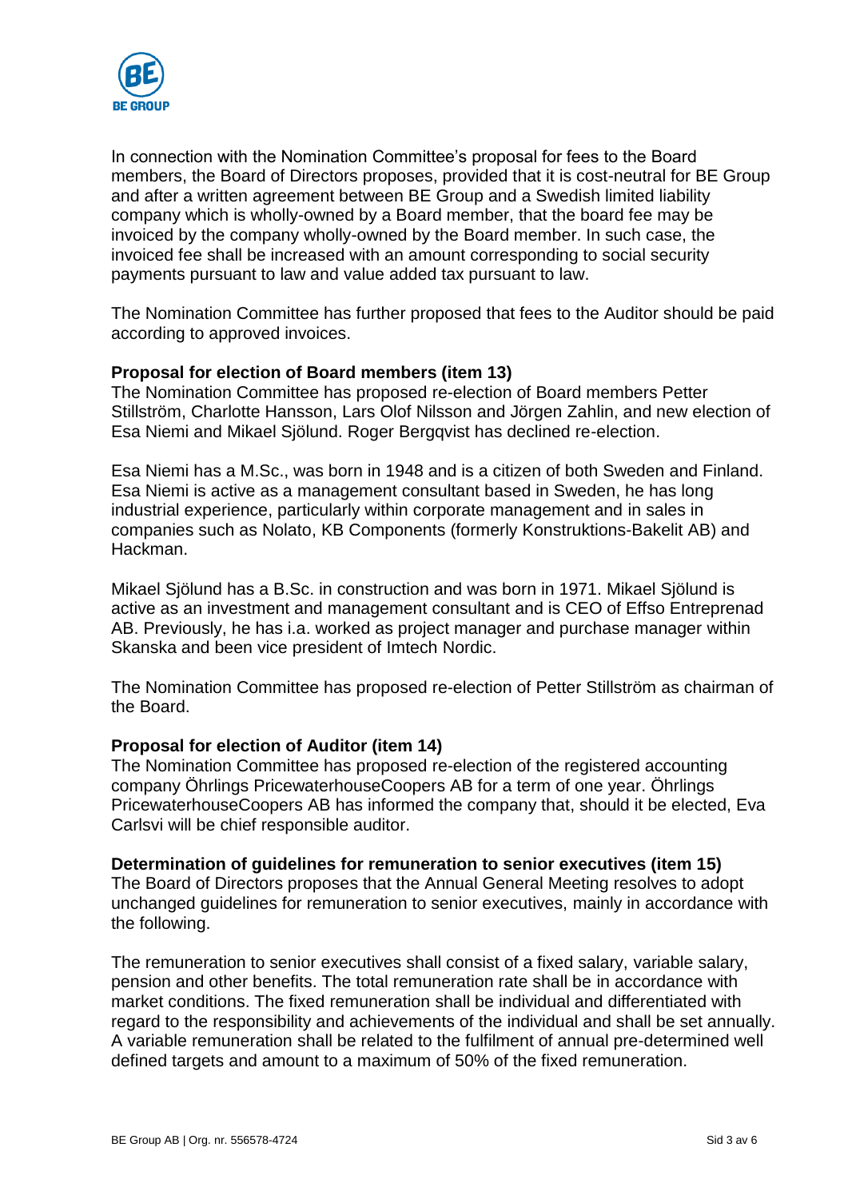In connection with the Nomination Committee's proposal for fees to the Board members, the Board of Directors proposes, provided that it is cost-neutral for BE Group and after a written agreement between BE Group and a Swedish limited liability company which is wholly-owned by a Board member, that the board fee may be invoiced by the company wholly-owned by the Board member. In such case, the invoiced fee shall be increased with an amount corresponding to social security payments pursuant to law and value added tax pursuant to law.

The Nomination Committee has further proposed that fees to the Auditor should be paid according to approved invoices.

**Proposal for election of Board members (item 13)**
The Nomination Committee has proposed re-election of Board members Petter Stillström, Charlotte Hansson, Lars Olof Nilsson and Jörgen Zahlin, and new election of Esa Niemi and Mikael Sjölund. Roger Bergqvist has declined re-election.

Esa Niemi has a M.Sc., was born in 1948 and is a citizen of both Sweden and Finland. Esa Niemi is active as a management consultant based in Sweden, he has long industrial experience, particularly within corporate management and in sales in companies such as Nolato, KB Components (formerly Konstruktions-Bakelit AB) and Hackman.

Mikael Sjölund has a B.Sc. in construction and was born in 1971. Mikael Sjölund is active as an investment and management consultant and is CEO of Effso Entreprenad AB. Previously, he has i.a. worked as project manager and purchase manager within Skanska and been vice president of Imtech Nordic.

The Nomination Committee has proposed re-election of Petter Stillström as chairman of the Board.

**Proposal for election of Auditor (item 14)**
The Nomination Committee has proposed re-election of the registered accounting company Öhrlings PricewaterhouseCoopers AB for a term of one year. Öhrlings PricewaterhouseCoopers AB has informed the company that, should it be elected, Eva Carlsvi will be chief responsible auditor.

**Determination of guidelines for remuneration to senior executives (item 15)**
The Board of Directors proposes that the Annual General Meeting resolves to adopt unchanged guidelines for remuneration to senior executives, mainly in accordance with the following.

The remuneration to senior executives shall consist of a fixed salary, variable salary, pension and other benefits. The total remuneration rate shall be in accordance with market conditions. The fixed remuneration shall be individual and differentiated with regard to the responsibility and achievements of the individual and shall be set annually. A variable remuneration shall be related to the fulfilment of annual pre-determined well defined targets and amount to a maximum of 50% of the fixed remuneration.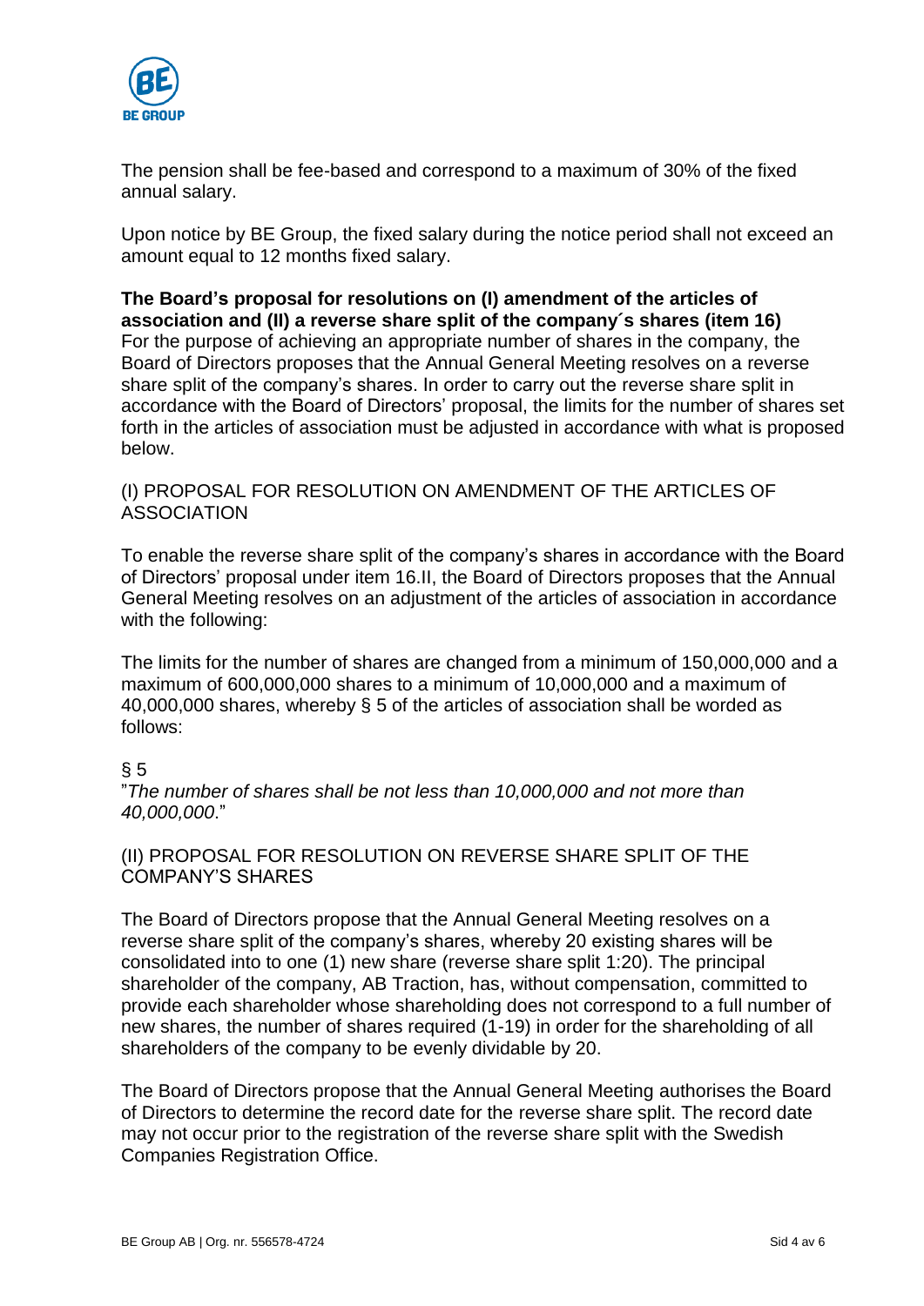The pension shall be fee-based and correspond to a maximum of 30% of the fixed annual salary.

Upon notice by BE Group, the fixed salary during the notice period shall not exceed an amount equal to 12 months fixed salary.

**The Board's proposal for resolutions on (I) amendment of the articles of association and (II) a reverse share split of the company´s shares (item 16)**
For the purpose of achieving an appropriate number of shares in the company, the Board of Directors proposes that the Annual General Meeting resolves on a reverse share split of the company's shares. In order to carry out the reverse share split in accordance with the Board of Directors' proposal, the limits for the number of shares set forth in the articles of association must be adjusted in accordance with what is proposed below.

(I) PROPOSAL FOR RESOLUTION ON AMENDMENT OF THE ARTICLES OF ASSOCIATION

To enable the reverse share split of the company's shares in accordance with the Board of Directors' proposal under item 16.II, the Board of Directors proposes that the Annual General Meeting resolves on an adjustment of the articles of association in accordance with the following:

The limits for the number of shares are changed from a minimum of 150,000,000 and a maximum of 600,000,000 shares to a minimum of 10,000,000 and a maximum of 40,000,000 shares, whereby § 5 of the articles of association shall be worded as follows:

§ 5
"*The number of shares shall be not less than 10,000,000 and not more than 40,000,000*."

(II) PROPOSAL FOR RESOLUTION ON REVERSE SHARE SPLIT OF THE COMPANY'S SHARES

The Board of Directors propose that the Annual General Meeting resolves on a reverse share split of the company's shares, whereby 20 existing shares will be consolidated into to one (1) new share (reverse share split 1:20). The principal shareholder of the company, AB Traction, has, without compensation, committed to provide each shareholder whose shareholding does not correspond to a full number of new shares, the number of shares required (1-19) in order for the shareholding of all shareholders of the company to be evenly dividable by 20.

The Board of Directors propose that the Annual General Meeting authorises the Board of Directors to determine the record date for the reverse share split. The record date may not occur prior to the registration of the reverse share split with the Swedish Companies Registration Office.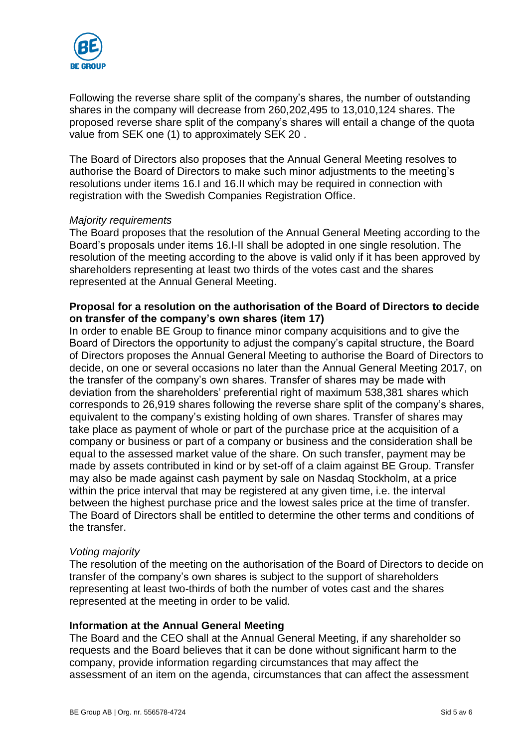Following the reverse share split of the company's shares, the number of outstanding shares in the company will decrease from 260,202,495 to 13,010,124 shares. The proposed reverse share split of the company's shares will entail a change of the quota value from SEK one (1) to approximately SEK 20 .

The Board of Directors also proposes that the Annual General Meeting resolves to authorise the Board of Directors to make such minor adjustments to the meeting's resolutions under items 16.I and 16.II which may be required in connection with registration with the Swedish Companies Registration Office.

*Majority requirements*

The Board proposes that the resolution of the Annual General Meeting according to the Board's proposals under items 16.I-II shall be adopted in one single resolution. The resolution of the meeting according to the above is valid only if it has been approved by shareholders representing at least two thirds of the votes cast and the shares represented at the Annual General Meeting.

**Proposal for a resolution on the authorisation of the Board of Directors to decide on transfer of the company's own shares (item 17)**

In order to enable BE Group to finance minor company acquisitions and to give the Board of Directors the opportunity to adjust the company's capital structure, the Board of Directors proposes the Annual General Meeting to authorise the Board of Directors to decide, on one or several occasions no later than the Annual General Meeting 2017, on the transfer of the company's own shares. Transfer of shares may be made with deviation from the shareholders' preferential right of maximum 538,381 shares which corresponds to 26,919 shares following the reverse share split of the company's shares, equivalent to the company's existing holding of own shares. Transfer of shares may take place as payment of whole or part of the purchase price at the acquisition of a company or business or part of a company or business and the consideration shall be equal to the assessed market value of the share. On such transfer, payment may be made by assets contributed in kind or by set-off of a claim against BE Group. Transfer may also be made against cash payment by sale on Nasdaq Stockholm, at a price within the price interval that may be registered at any given time, i.e. the interval between the highest purchase price and the lowest sales price at the time of transfer. The Board of Directors shall be entitled to determine the other terms and conditions of the transfer.

*Voting majority*

The resolution of the meeting on the authorisation of the Board of Directors to decide on transfer of the company's own shares is subject to the support of shareholders representing at least two-thirds of both the number of votes cast and the shares represented at the meeting in order to be valid.

**Information at the Annual General Meeting**

The Board and the CEO shall at the Annual General Meeting, if any shareholder so requests and the Board believes that it can be done without significant harm to the company, provide information regarding circumstances that may affect the assessment of an item on the agenda, circumstances that can affect the assessment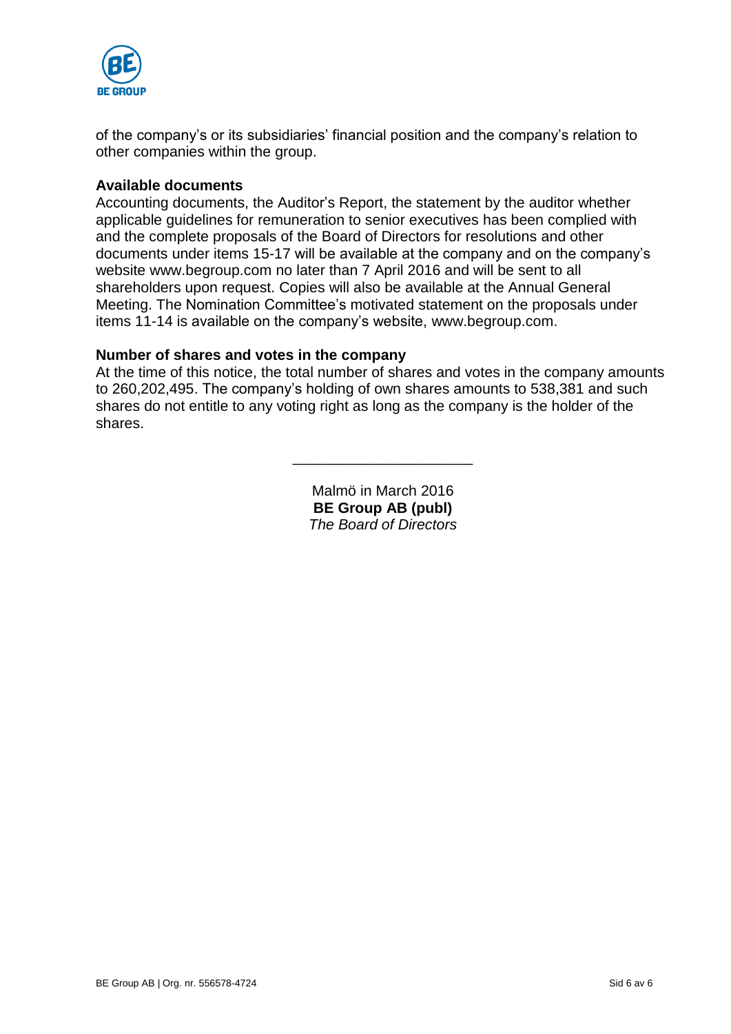of the company's or its subsidiaries' financial position and the company's relation to other companies within the group.

**Available documents**

Accounting documents, the Auditor's Report, the statement by the auditor whether applicable guidelines for remuneration to senior executives has been complied with and the complete proposals of the Board of Directors for resolutions and other documents under items 15-17 will be available at the company and on the company's website www.begroup.com no later than 7 April 2016 and will be sent to all shareholders upon request. Copies will also be available at the Annual General Meeting. The Nomination Committee's motivated statement on the proposals under items 11-14 is available on the company's website, www.begroup.com.

**Number of shares and votes in the company**

At the time of this notice, the total number of shares and votes in the company amounts to 260,202,495. The company's holding of own shares amounts to 538,381 and such shares do not entitle to any voting right as long as the company is the holder of the shares.

\_\_\_\_\_\_\_\_\_\_\_\_\_\_\_\_\_\_\_\_\_\_

Malmö in March 2016

**BE Group AB (publ)**

*The Board of Directors*